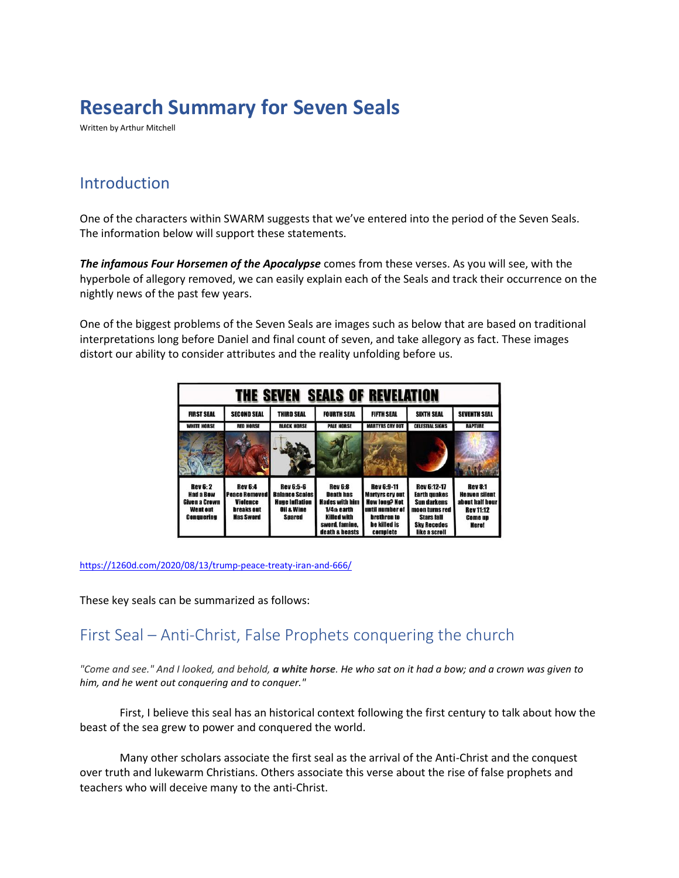# Research Summary for Seven Seals

Written by Arthur Mitchell

## Introduction

One of the characters within SWARM suggests that we've entered into the period of the Seven Seals. The information below will support these statements.

***The infamous Four Horsemen of the Apocalypse*** comes from these verses. As you will see, with the hyperbole of allegory removed, we can easily explain each of the Seals and track their occurrence on the nightly news of the past few years.

One of the biggest problems of the Seven Seals are images such as below that are based on traditional interpretations long before Daniel and final count of seven, and take allegory as fact. These images distort our ability to consider attributes and the reality unfolding before us.

**THE SEVEN SEALS OF REVELATION**

| FIRST SEAL | SECOND SEAL | THIRD SEAL | FOURTH SEAL | FIFTH SEAL | SIXTH SEAL | SEVENTH SEAL |
|---|---|---|---|---|---|---|
| WHITE HORSE | RED HORSE | BLACK HORSE | PALE HORSE | MARTYRS CRY OUT | CELESTIAL SIGNS | RAPTURE |
| Rev 6:2 Had a Bow Given a Crown Went out Conquering | Rev 6:4 Peace Removed Violence breaks out Has Sword | Rev 6:5-6 Balance Scales Huge Inflation Oil & Wine Spared | Rev 6:8 Death has Hades with him 1/4th earth Killed with sword, famine, death & beasts | Rev 6:9-11 Martyrs cry out How long? Not until number of brethren to be killed is complete | Rev 6:12-17 Earth quakes Sun darkens moon turns red Stars fall Sky Recedes like a scroll | Rev 8:1 Heaven silent about half hour Rev 11:12 Come up Here! |

https://1260d.com/2020/08/13/trump-peace-treaty-iran-and-666/

These key seals can be summarized as follows:

## First Seal – Anti-Christ, False Prophets conquering the church

*"Come and see." And I looked, and behold, **a white horse**. He who sat on it had a bow; and a crown was given to him, and he went out conquering and to conquer."*

First, I believe this seal has an historical context following the first century to talk about how the beast of the sea grew to power and conquered the world.

Many other scholars associate the first seal as the arrival of the Anti-Christ and the conquest over truth and lukewarm Christians. Others associate this verse about the rise of false prophets and teachers who will deceive many to the anti-Christ.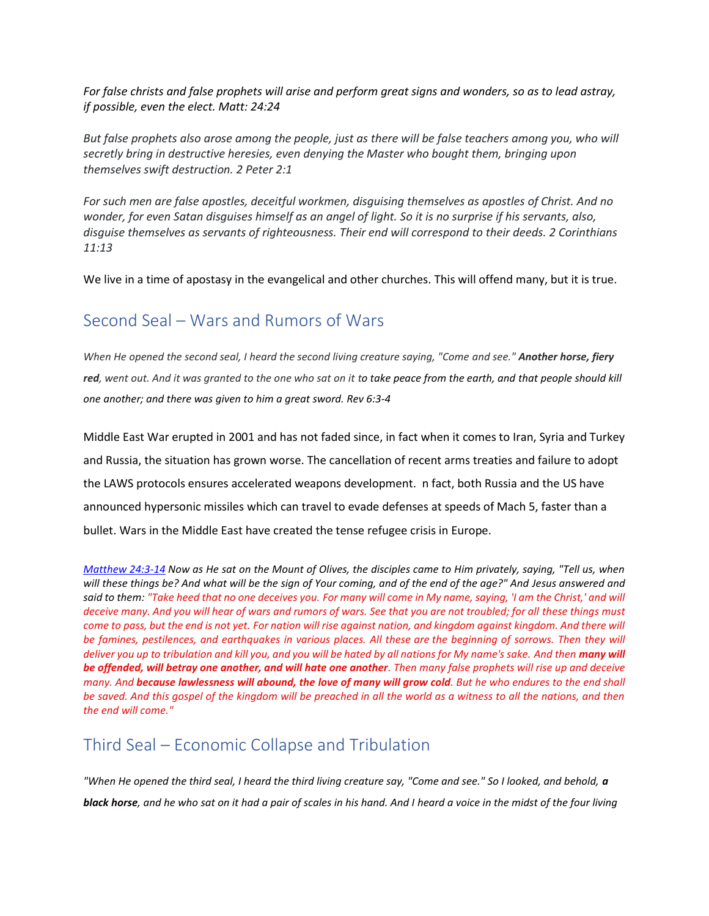*For false christs and false prophets will arise and perform great signs and wonders, so as to lead astray, if possible, even the elect. Matt: 24:24*

*But false prophets also arose among the people, just as there will be false teachers among you, who will secretly bring in destructive heresies, even denying the Master who bought them, bringing upon themselves swift destruction. 2 Peter 2:1*

*For such men are false apostles, deceitful workmen, disguising themselves as apostles of Christ. And no wonder, for even Satan disguises himself as an angel of light. So it is no surprise if his servants, also, disguise themselves as servants of righteousness. Their end will correspond to their deeds. 2 Corinthians 11:13*

We live in a time of apostasy in the evangelical and other churches. This will offend many, but it is true.

## Second Seal – Wars and Rumors of Wars

*When He opened the second seal, I heard the second living creature saying, "Come and see." **Another horse, fiery red**, went out. And it was granted to the one who sat on it to take peace from the earth, and that people should kill one another; and there was given to him a great sword. Rev 6:3-4*

Middle East War erupted in 2001 and has not faded since, in fact when it comes to Iran, Syria and Turkey and Russia, the situation has grown worse. The cancellation of recent arms treaties and failure to adopt the LAWS protocols ensures accelerated weapons development. n fact, both Russia and the US have announced hypersonic missiles which can travel to evade defenses at speeds of Mach 5, faster than a bullet. Wars in the Middle East have created the tense refugee crisis in Europe.

*Matthew 24:3-14 Now as He sat on the Mount of Olives, the disciples came to Him privately, saying, "Tell us, when will these things be? And what will be the sign of Your coming, and of the end of the age?" And Jesus answered and said to them: "Take heed that no one deceives you. For many will come in My name, saying, 'I am the Christ,' and will deceive many. And you will hear of wars and rumors of wars. See that you are not troubled; for all these things must come to pass, but the end is not yet. For nation will rise against nation, and kingdom against kingdom. And there will be famines, pestilences, and earthquakes in various places. All these are the beginning of sorrows. Then they will deliver you up to tribulation and kill you, and you will be hated by all nations for My name's sake. And then **many will be offended, will betray one another, and will hate one another**. Then many false prophets will rise up and deceive many. And **because lawlessness will abound, the love of many will grow cold**. But he who endures to the end shall be saved. And this gospel of the kingdom will be preached in all the world as a witness to all the nations, and then the end will come."*

## Third Seal – Economic Collapse and Tribulation

*"When He opened the third seal, I heard the third living creature say, "Come and see." So I looked, and behold, **a black horse**, and he who sat on it had a pair of scales in his hand. And I heard a voice in the midst of the four living*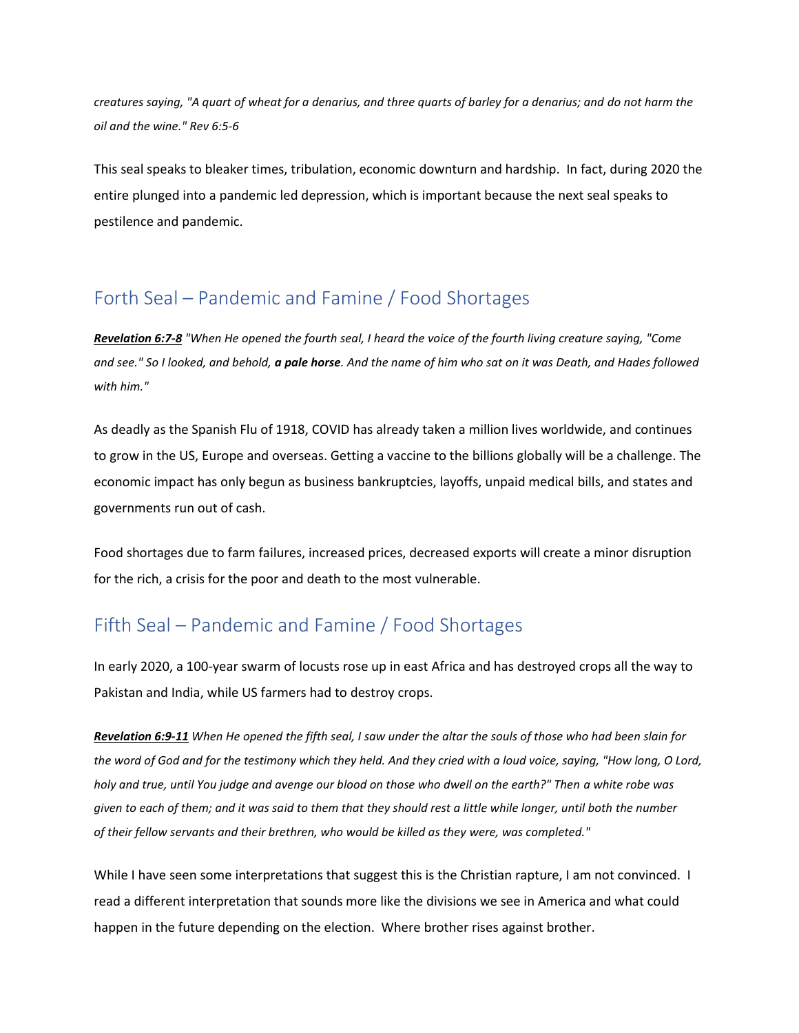*creatures saying, "A quart of wheat for a denarius, and three quarts of barley for a denarius; and do not harm the oil and the wine." Rev 6:5-6*

This seal speaks to bleaker times, tribulation, economic downturn and hardship. In fact, during 2020 the entire plunged into a pandemic led depression, which is important because the next seal speaks to pestilence and pandemic.

## Forth Seal – Pandemic and Famine / Food Shortages

***Revelation 6:7-8*** *"When He opened the fourth seal, I heard the voice of the fourth living creature saying, "Come and see." So I looked, and behold, **a pale horse**. And the name of him who sat on it was Death, and Hades followed with him."*

As deadly as the Spanish Flu of 1918, COVID has already taken a million lives worldwide, and continues to grow in the US, Europe and overseas. Getting a vaccine to the billions globally will be a challenge. The economic impact has only begun as business bankruptcies, layoffs, unpaid medical bills, and states and governments run out of cash.

Food shortages due to farm failures, increased prices, decreased exports will create a minor disruption for the rich, a crisis for the poor and death to the most vulnerable.

## Fifth Seal – Pandemic and Famine / Food Shortages

In early 2020, a 100-year swarm of locusts rose up in east Africa and has destroyed crops all the way to Pakistan and India, while US farmers had to destroy crops.

***Revelation 6:9-11*** *When He opened the fifth seal, I saw under the altar the souls of those who had been slain for the word of God and for the testimony which they held. And they cried with a loud voice, saying, "How long, O Lord, holy and true, until You judge and avenge our blood on those who dwell on the earth?" Then a white robe was given to each of them; and it was said to them that they should rest a little while longer, until both the number of their fellow servants and their brethren, who would be killed as they were, was completed."*

While I have seen some interpretations that suggest this is the Christian rapture, I am not convinced. I read a different interpretation that sounds more like the divisions we see in America and what could happen in the future depending on the election. Where brother rises against brother.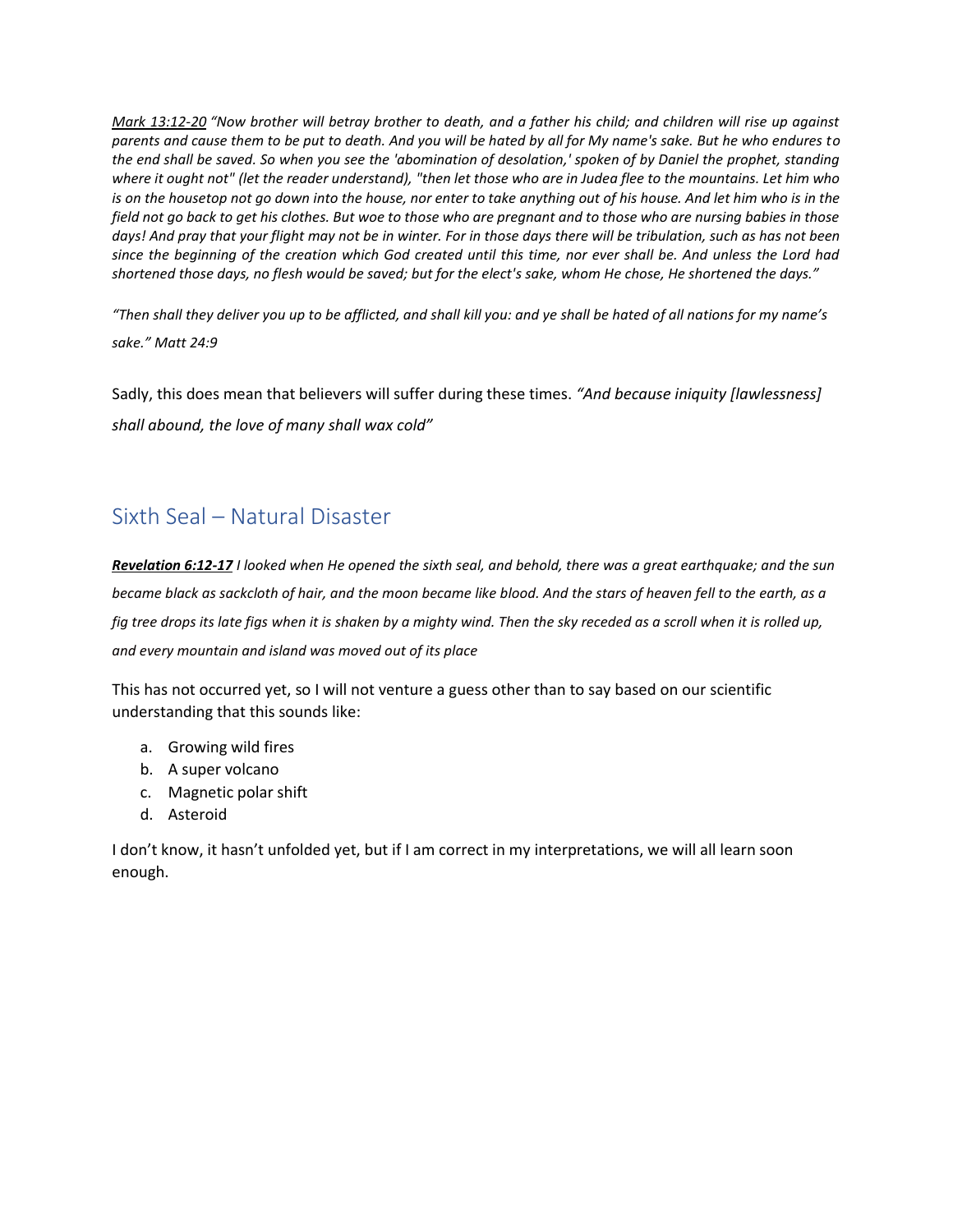*Mark 13:12-20 "Now brother will betray brother to death, and a father his child; and children will rise up against parents and cause them to be put to death. And you will be hated by all for My name's sake. But he who endures to the end shall be saved. So when you see the 'abomination of desolation,' spoken of by Daniel the prophet, standing where it ought not" (let the reader understand), "then let those who are in Judea flee to the mountains. Let him who is on the housetop not go down into the house, nor enter to take anything out of his house. And let him who is in the field not go back to get his clothes. But woe to those who are pregnant and to those who are nursing babies in those days! And pray that your flight may not be in winter. For in those days there will be tribulation, such as has not been since the beginning of the creation which God created until this time, nor ever shall be. And unless the Lord had shortened those days, no flesh would be saved; but for the elect's sake, whom He chose, He shortened the days."*

*"Then shall they deliver you up to be afflicted, and shall kill you: and ye shall be hated of all nations for my name's sake." Matt 24:9*

Sadly, this does mean that believers will suffer during these times. *"And because iniquity [lawlessness] shall abound, the love of many shall wax cold"*

## Sixth Seal – Natural Disaster

***Revelation 6:12-17*** *I looked when He opened the sixth seal, and behold, there was a great earthquake; and the sun became black as sackcloth of hair, and the moon became like blood. And the stars of heaven fell to the earth, as a fig tree drops its late figs when it is shaken by a mighty wind. Then the sky receded as a scroll when it is rolled up, and every mountain and island was moved out of its place*

This has not occurred yet, so I will not venture a guess other than to say based on our scientific understanding that this sounds like:

a. Growing wild fires
b. A super volcano
c. Magnetic polar shift
d. Asteroid

I don't know, it hasn't unfolded yet, but if I am correct in my interpretations, we will all learn soon enough.